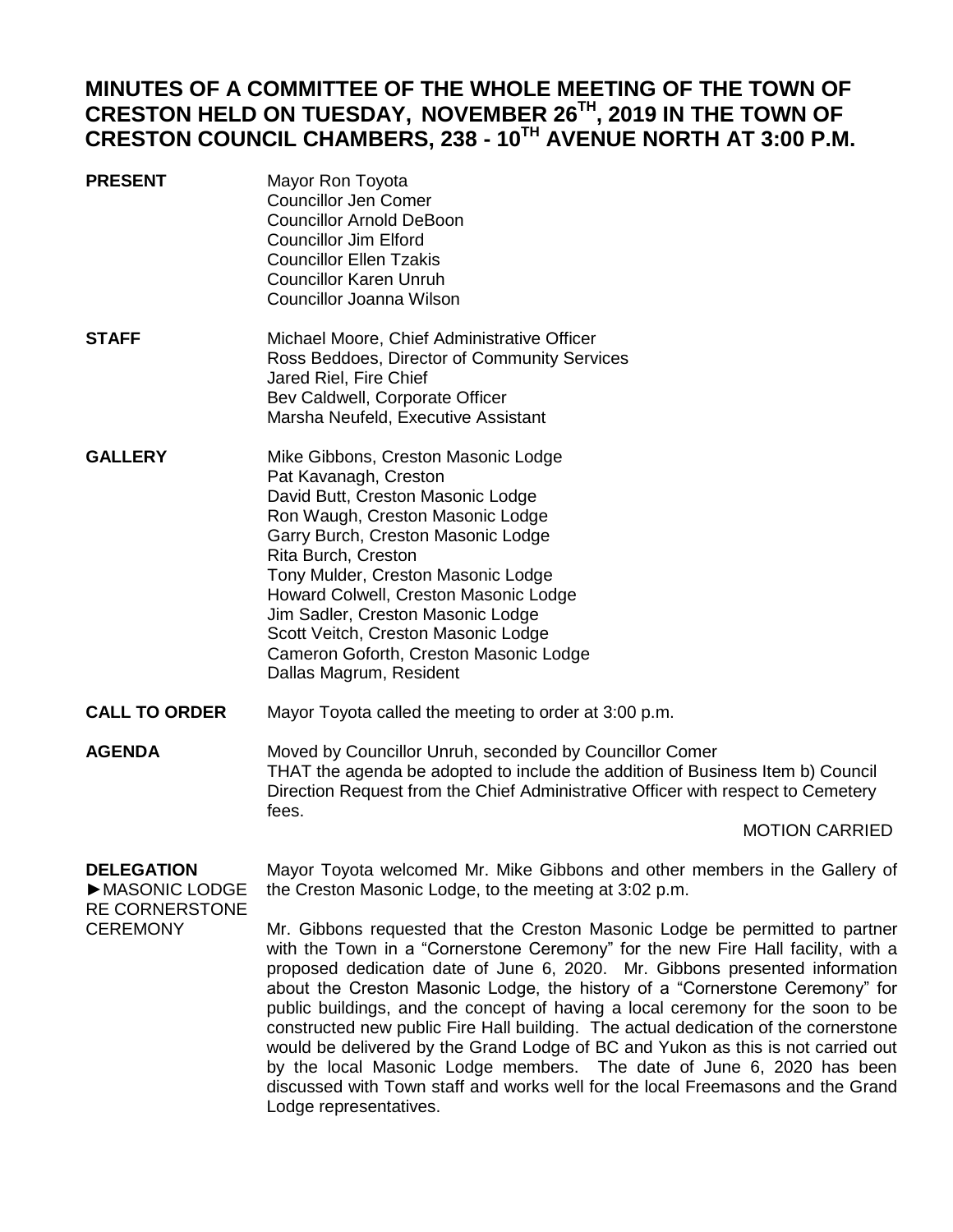# MINUTES OF A COMMITTEE OF THE WHOLE MEETING OF THE TOWN OF CRESTON HELD ON TUESDAY, NOVEMBER 26TH, 2019 IN THE TOWN OF CRESTON COUNCIL CHAMBERS, 238 - 10TH AVENUE NORTH AT 3:00 P.M.

**PRESENT**

Mayor Ron Toyota
Councillor Jen Comer
Councillor Arnold DeBoon
Councillor Jim Elford
Councillor Ellen Tzakis
Councillor Karen Unruh
Councillor Joanna Wilson

**STAFF**

Michael Moore, Chief Administrative Officer
Ross Beddoes, Director of Community Services
Jared Riel, Fire Chief
Bev Caldwell, Corporate Officer
Marsha Neufeld, Executive Assistant

**GALLERY**

Mike Gibbons, Creston Masonic Lodge
Pat Kavanagh, Creston
David Butt, Creston Masonic Lodge
Ron Waugh, Creston Masonic Lodge
Garry Burch, Creston Masonic Lodge
Rita Burch, Creston
Tony Mulder, Creston Masonic Lodge
Howard Colwell, Creston Masonic Lodge
Jim Sadler, Creston Masonic Lodge
Scott Veitch, Creston Masonic Lodge
Cameron Goforth, Creston Masonic Lodge
Dallas Magrum, Resident

**CALL TO ORDER**

Mayor Toyota called the meeting to order at 3:00 p.m.

**AGENDA**

Moved by Councillor Unruh, seconded by Councillor Comer
THAT the agenda be adopted to include the addition of Business Item b) Council Direction Request from the Chief Administrative Officer with respect to Cemetery fees.

MOTION CARRIED

**DELEGATION**
**►MASONIC LODGE RE CORNERSTONE CEREMONY**

Mayor Toyota welcomed Mr. Mike Gibbons and other members in the Gallery of the Creston Masonic Lodge, to the meeting at 3:02 p.m.

Mr. Gibbons requested that the Creston Masonic Lodge be permitted to partner with the Town in a "Cornerstone Ceremony" for the new Fire Hall facility, with a proposed dedication date of June 6, 2020. Mr. Gibbons presented information about the Creston Masonic Lodge, the history of a "Cornerstone Ceremony" for public buildings, and the concept of having a local ceremony for the soon to be constructed new public Fire Hall building. The actual dedication of the cornerstone would be delivered by the Grand Lodge of BC and Yukon as this is not carried out by the local Masonic Lodge members. The date of June 6, 2020 has been discussed with Town staff and works well for the local Freemasons and the Grand Lodge representatives.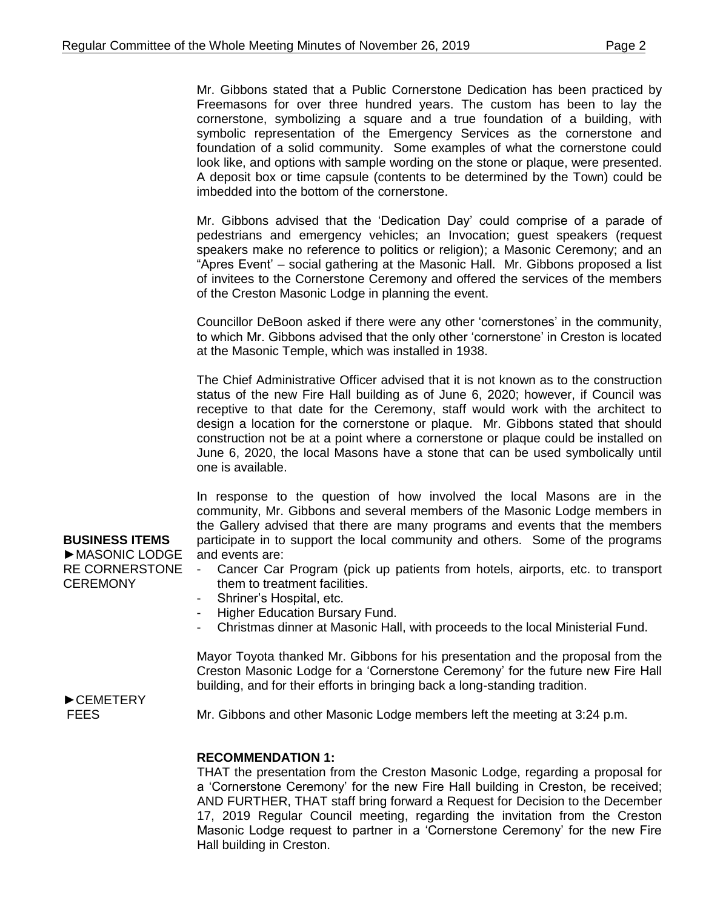Mr. Gibbons stated that a Public Cornerstone Dedication has been practiced by Freemasons for over three hundred years. The custom has been to lay the cornerstone, symbolizing a square and a true foundation of a building, with symbolic representation of the Emergency Services as the cornerstone and foundation of a solid community. Some examples of what the cornerstone could look like, and options with sample wording on the stone or plaque, were presented. A deposit box or time capsule (contents to be determined by the Town) could be imbedded into the bottom of the cornerstone.

Mr. Gibbons advised that the 'Dedication Day' could comprise of a parade of pedestrians and emergency vehicles; an Invocation; guest speakers (request speakers make no reference to politics or religion); a Masonic Ceremony; and an "Apres Event" – social gathering at the Masonic Hall. Mr. Gibbons proposed a list of invitees to the Cornerstone Ceremony and offered the services of the members of the Creston Masonic Lodge in planning the event.

Councillor DeBoon asked if there were any other 'cornerstones' in the community, to which Mr. Gibbons advised that the only other 'cornerstone' in Creston is located at the Masonic Temple, which was installed in 1938.

The Chief Administrative Officer advised that it is not known as to the construction status of the new Fire Hall building as of June 6, 2020; however, if Council was receptive to that date for the Ceremony, staff would work with the architect to design a location for the cornerstone or plaque. Mr. Gibbons stated that should construction not be at a point where a cornerstone or plaque could be installed on June 6, 2020, the local Masons have a stone that can be used symbolically until one is available.

**BUSINESS ITEMS**
►MASONIC LODGE RE CORNERSTONE CEREMONY

In response to the question of how involved the local Masons are in the community, Mr. Gibbons and several members of the Masonic Lodge members in the Gallery advised that there are many programs and events that the members participate in to support the local community and others. Some of the programs and events are:

- Cancer Car Program (pick up patients from hotels, airports, etc. to transport them to treatment facilities.
- Shriner's Hospital, etc.
- Higher Education Bursary Fund.
- Christmas dinner at Masonic Hall, with proceeds to the local Ministerial Fund.

Mayor Toyota thanked Mr. Gibbons for his presentation and the proposal from the Creston Masonic Lodge for a 'Cornerstone Ceremony' for the future new Fire Hall building, and for their efforts in bringing back a long-standing tradition.

►CEMETERY FEES

Mr. Gibbons and other Masonic Lodge members left the meeting at 3:24 p.m.

**RECOMMENDATION 1:**
THAT the presentation from the Creston Masonic Lodge, regarding a proposal for a 'Cornerstone Ceremony' for the new Fire Hall building in Creston, be received; AND FURTHER, THAT staff bring forward a Request for Decision to the December 17, 2019 Regular Council meeting, regarding the invitation from the Creston Masonic Lodge request to partner in a 'Cornerstone Ceremony' for the new Fire Hall building in Creston.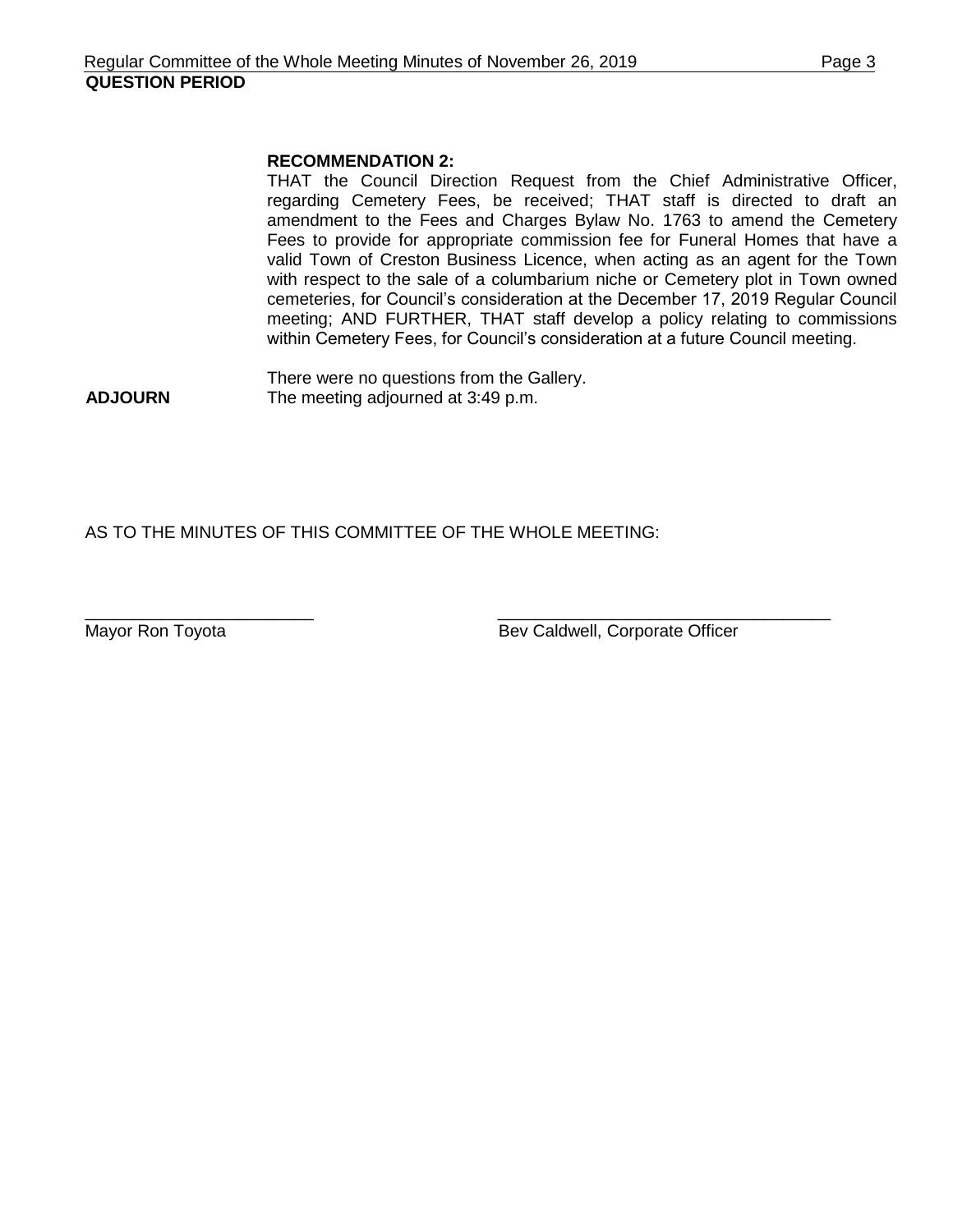**QUESTION PERIOD**

**RECOMMENDATION 2:**

THAT the Council Direction Request from the Chief Administrative Officer, regarding Cemetery Fees, be received; THAT staff is directed to draft an amendment to the Fees and Charges Bylaw No. 1763 to amend the Cemetery Fees to provide for appropriate commission fee for Funeral Homes that have a valid Town of Creston Business Licence, when acting as an agent for the Town with respect to the sale of a columbarium niche or Cemetery plot in Town owned cemeteries, for Council's consideration at the December 17, 2019 Regular Council meeting; AND FURTHER, THAT staff develop a policy relating to commissions within Cemetery Fees, for Council's consideration at a future Council meeting.

There were no questions from the Gallery.

**ADJOURN** The meeting adjourned at 3:49 p.m.

AS TO THE MINUTES OF THIS COMMITTEE OF THE WHOLE MEETING:

\_\_\_\_\_\_\_\_\_\_\_\_\_\_\_\_\_\_\_\_\_\_\_\_
Mayor Ron Toyota

\_\_\_\_\_\_\_\_\_\_\_\_\_\_\_\_\_\_\_\_\_\_\_\_
Bev Caldwell, Corporate Officer